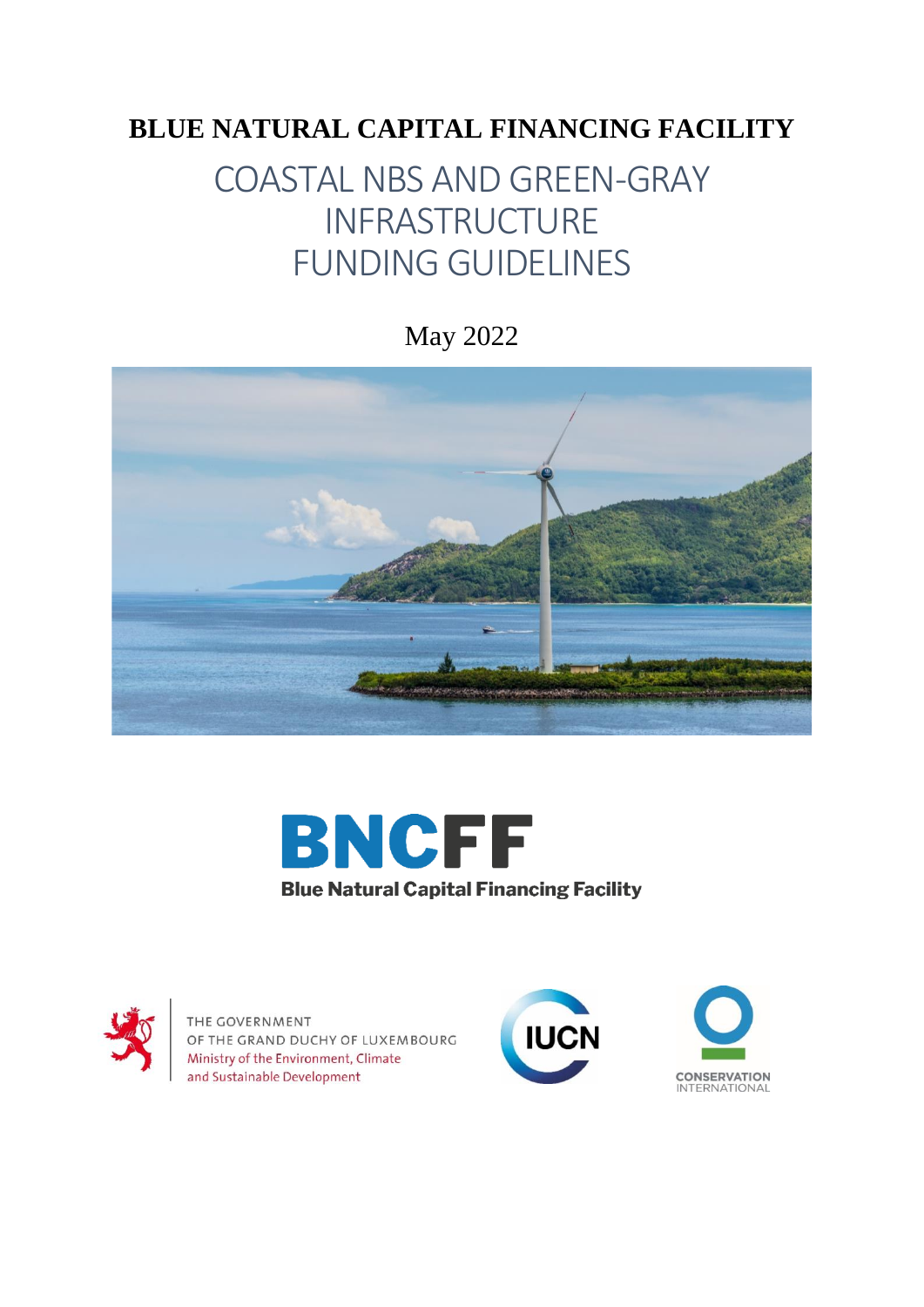# BLUE NATURAL CAPITAL FINANCING FACILITY

# COASTAL NBS AND GREEN-GRAY INFRASTRUCTURE FUNDING GUIDELINES

May 2022

BNCFF
Blue Natural Capital Financing Facility

THE GOVERNMENT OF THE GRAND DUCHY OF LUXEMBOURG
Ministry of the Environment, Climate and Sustainable Development

IUCN

CONSERVATION INTERNATIONAL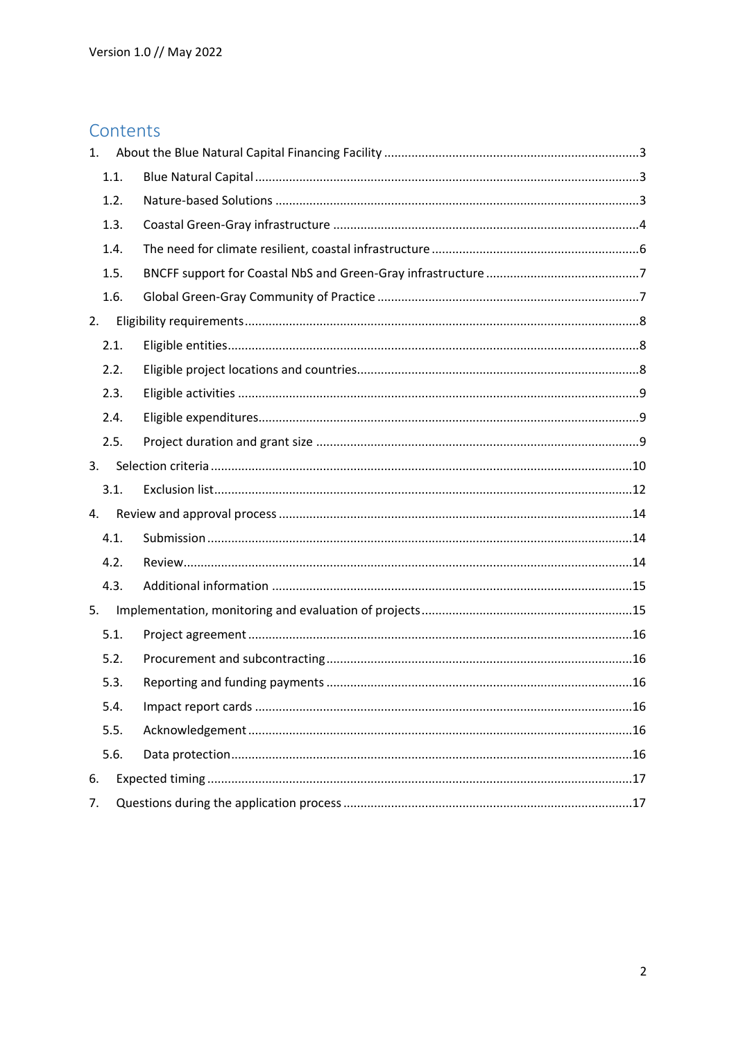Version 1.0 // May 2022

# Contents

1. About the Blue Natural Capital Financing Facility ...........................................................................3
   - 1.1. Blue Natural Capital ................................................................................................................3
   - 1.2. Nature-based Solutions ..........................................................................................................3
   - 1.3. Coastal Green-Gray infrastructure .........................................................................................4
   - 1.4. The need for climate resilient, coastal infrastructure .............................................................6
   - 1.5. BNCFF support for Coastal NbS and Green-Gray infrastructure .............................................7
   - 1.6. Global Green-Gray Community of Practice .............................................................................7
2. Eligibility requirements ...................................................................................................................8
   - 2.1. Eligible entities .......................................................................................................................8
   - 2.2. Eligible project locations and countries ..................................................................................8
   - 2.3. Eligible activities .....................................................................................................................9
   - 2.4. Eligible expenditures ...............................................................................................................9
   - 2.5. Project duration and grant size ..............................................................................................9
3. Selection criteria ...........................................................................................................................10
   - 3.1. Exclusion list ..........................................................................................................................12
4. Review and approval process .......................................................................................................14
   - 4.1. Submission ............................................................................................................................14
   - 4.2. Review ...................................................................................................................................14
   - 4.3. Additional information ..........................................................................................................15
5. Implementation, monitoring and evaluation of projects ..............................................................15
   - 5.1. Project agreement .................................................................................................................16
   - 5.2. Procurement and subcontracting ..........................................................................................16
   - 5.3. Reporting and funding payments ..........................................................................................16
   - 5.4. Impact report cards ...............................................................................................................16
   - 5.5. Acknowledgement .................................................................................................................16
   - 5.6. Data protection ......................................................................................................................16
6. Expected timing ............................................................................................................................17
7. Questions during the application process .....................................................................................17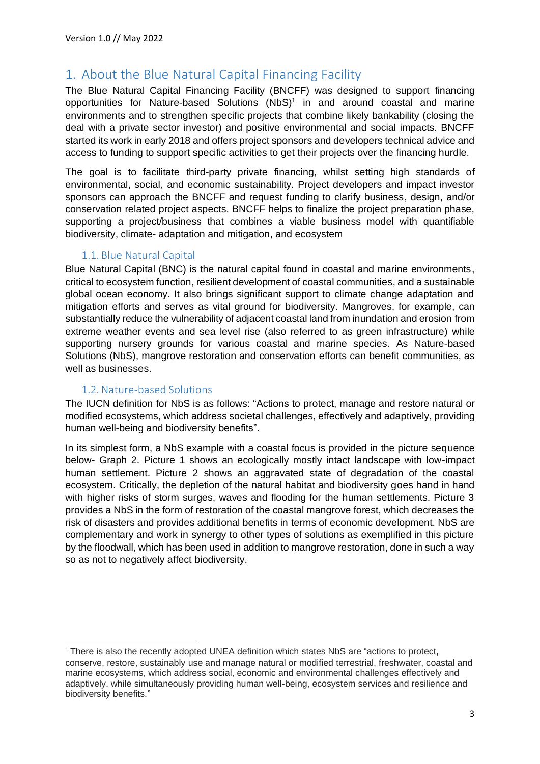# 1. About the Blue Natural Capital Financing Facility

The Blue Natural Capital Financing Facility (BNCFF) was designed to support financing opportunities for Nature-based Solutions (NbS)[1] in and around coastal and marine environments and to strengthen specific projects that combine likely bankability (closing the deal with a private sector investor) and positive environmental and social impacts. BNCFF started its work in early 2018 and offers project sponsors and developers technical advice and access to funding to support specific activities to get their projects over the financing hurdle.

The goal is to facilitate third-party private financing, whilst setting high standards of environmental, social, and economic sustainability. Project developers and impact investor sponsors can approach the BNCFF and request funding to clarify business, design, and/or conservation related project aspects. BNCFF helps to finalize the project preparation phase, supporting a project/business that combines a viable business model with quantifiable biodiversity, climate- adaptation and mitigation, and ecosystem

## 1.1. Blue Natural Capital

Blue Natural Capital (BNC) is the natural capital found in coastal and marine environments, critical to ecosystem function, resilient development of coastal communities, and a sustainable global ocean economy. It also brings significant support to climate change adaptation and mitigation efforts and serves as vital ground for biodiversity. Mangroves, for example, can substantially reduce the vulnerability of adjacent coastal land from inundation and erosion from extreme weather events and sea level rise (also referred to as green infrastructure) while supporting nursery grounds for various coastal and marine species. As Nature-based Solutions (NbS), mangrove restoration and conservation efforts can benefit communities, as well as businesses.

## 1.2. Nature-based Solutions

The IUCN definition for NbS is as follows: "Actions to protect, manage and restore natural or modified ecosystems, which address societal challenges, effectively and adaptively, providing human well-being and biodiversity benefits".

In its simplest form, a NbS example with a coastal focus is provided in the picture sequence below- Graph 2. Picture 1 shows an ecologically mostly intact landscape with low-impact human settlement. Picture 2 shows an aggravated state of degradation of the coastal ecosystem. Critically, the depletion of the natural habitat and biodiversity goes hand in hand with higher risks of storm surges, waves and flooding for the human settlements. Picture 3 provides a NbS in the form of restoration of the coastal mangrove forest, which decreases the risk of disasters and provides additional benefits in terms of economic development. NbS are complementary and work in synergy to other types of solutions as exemplified in this picture by the floodwall, which has been used in addition to mangrove restoration, done in such a way so as not to negatively affect biodiversity.

---

[1] There is also the recently adopted UNEA definition which states NbS are "actions to protect, conserve, restore, sustainably use and manage natural or modified terrestrial, freshwater, coastal and marine ecosystems, which address social, economic and environmental challenges effectively and adaptively, while simultaneously providing human well-being, ecosystem services and resilience and biodiversity benefits."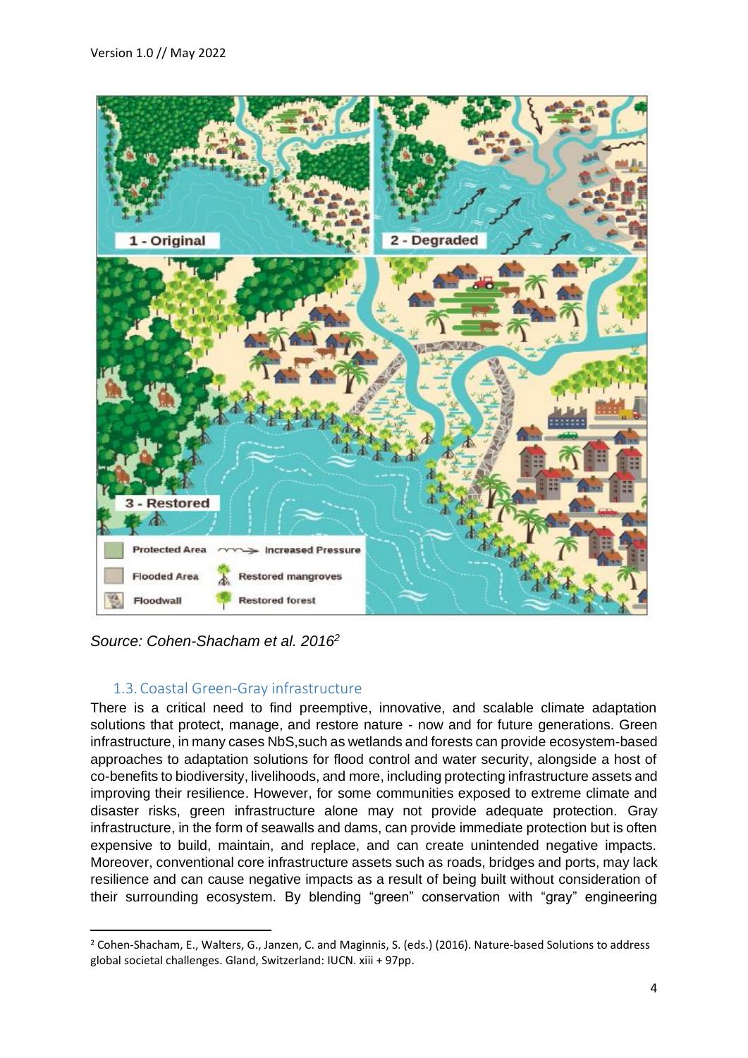*Source: Cohen-Shacham et al. 2016*[2]

### 1.3. Coastal Green-Gray infrastructure

There is a critical need to find preemptive, innovative, and scalable climate adaptation solutions that protect, manage, and restore nature - now and for future generations. Green infrastructure, in many cases NbS,such as wetlands and forests can provide ecosystem-based approaches to adaptation solutions for flood control and water security, alongside a host of co-benefits to biodiversity, livelihoods, and more, including protecting infrastructure assets and improving their resilience. However, for some communities exposed to extreme climate and disaster risks, green infrastructure alone may not provide adequate protection. Gray infrastructure, in the form of seawalls and dams, can provide immediate protection but is often expensive to build, maintain, and replace, and can create unintended negative impacts. Moreover, conventional core infrastructure assets such as roads, bridges and ports, may lack resilience and can cause negative impacts as a result of being built without consideration of their surrounding ecosystem. By blending "green" conservation with "gray" engineering

---

[2] Cohen-Shacham, E., Walters, G., Janzen, C. and Maginnis, S. (eds.) (2016). Nature-based Solutions to address global societal challenges. Gland, Switzerland: IUCN. xiii + 97pp.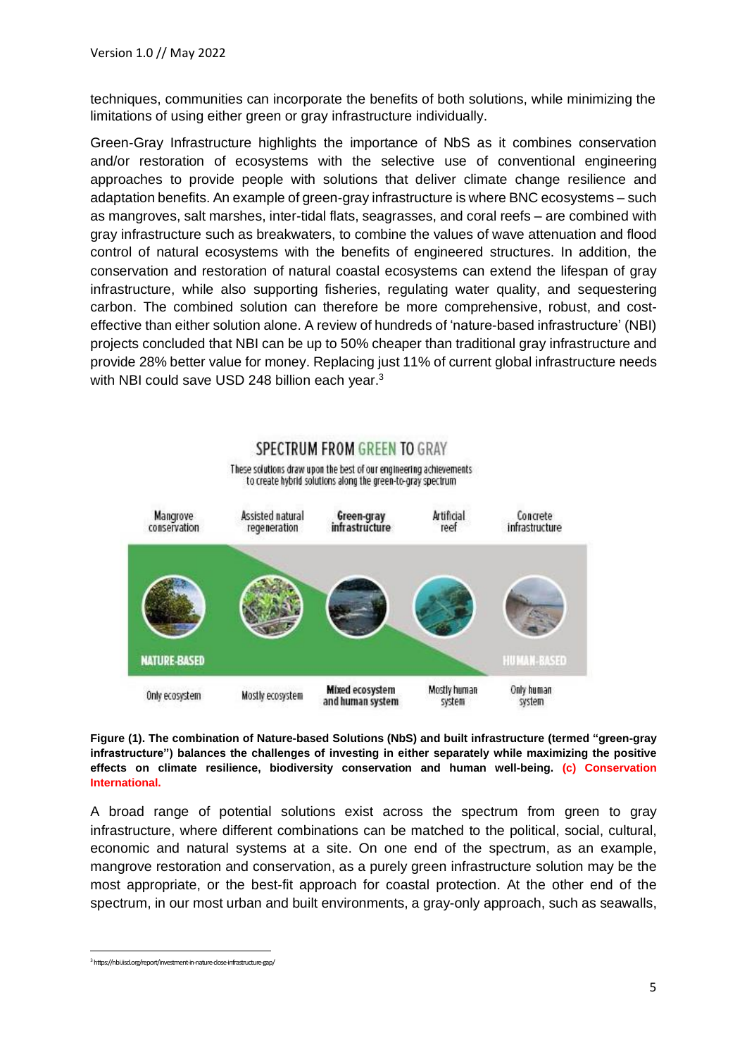techniques, communities can incorporate the benefits of both solutions, while minimizing the limitations of using either green or gray infrastructure individually.

Green-Gray Infrastructure highlights the importance of NbS as it combines conservation and/or restoration of ecosystems with the selective use of conventional engineering approaches to provide people with solutions that deliver climate change resilience and adaptation benefits. An example of green-gray infrastructure is where BNC ecosystems – such as mangroves, salt marshes, inter-tidal flats, seagrasses, and coral reefs – are combined with gray infrastructure such as breakwaters, to combine the values of wave attenuation and flood control of natural ecosystems with the benefits of engineered structures. In addition, the conservation and restoration of natural coastal ecosystems can extend the lifespan of gray infrastructure, while also supporting fisheries, regulating water quality, and sequestering carbon. The combined solution can therefore be more comprehensive, robust, and cost-effective than either solution alone. A review of hundreds of 'nature-based infrastructure' (NBI) projects concluded that NBI can be up to 50% cheaper than traditional gray infrastructure and provide 28% better value for money. Replacing just 11% of current global infrastructure needs with NBI could save USD 248 billion each year.[3]

**Figure (1). The combination of Nature-based Solutions (NbS) and built infrastructure (termed "green-gray infrastructure") balances the challenges of investing in either separately while maximizing the positive effects on climate resilience, biodiversity conservation and human well-being. (c) Conservation International.**

A broad range of potential solutions exist across the spectrum from green to gray infrastructure, where different combinations can be matched to the political, social, cultural, economic and natural systems at a site. On one end of the spectrum, as an example, mangrove restoration and conservation, as a purely green infrastructure solution may be the most appropriate, or the best-fit approach for coastal protection. At the other end of the spectrum, in our most urban and built environments, a gray-only approach, such as seawalls,

[3] https://nbi.iisd.org/report/investment-in-nature-close-infrastructure-gap/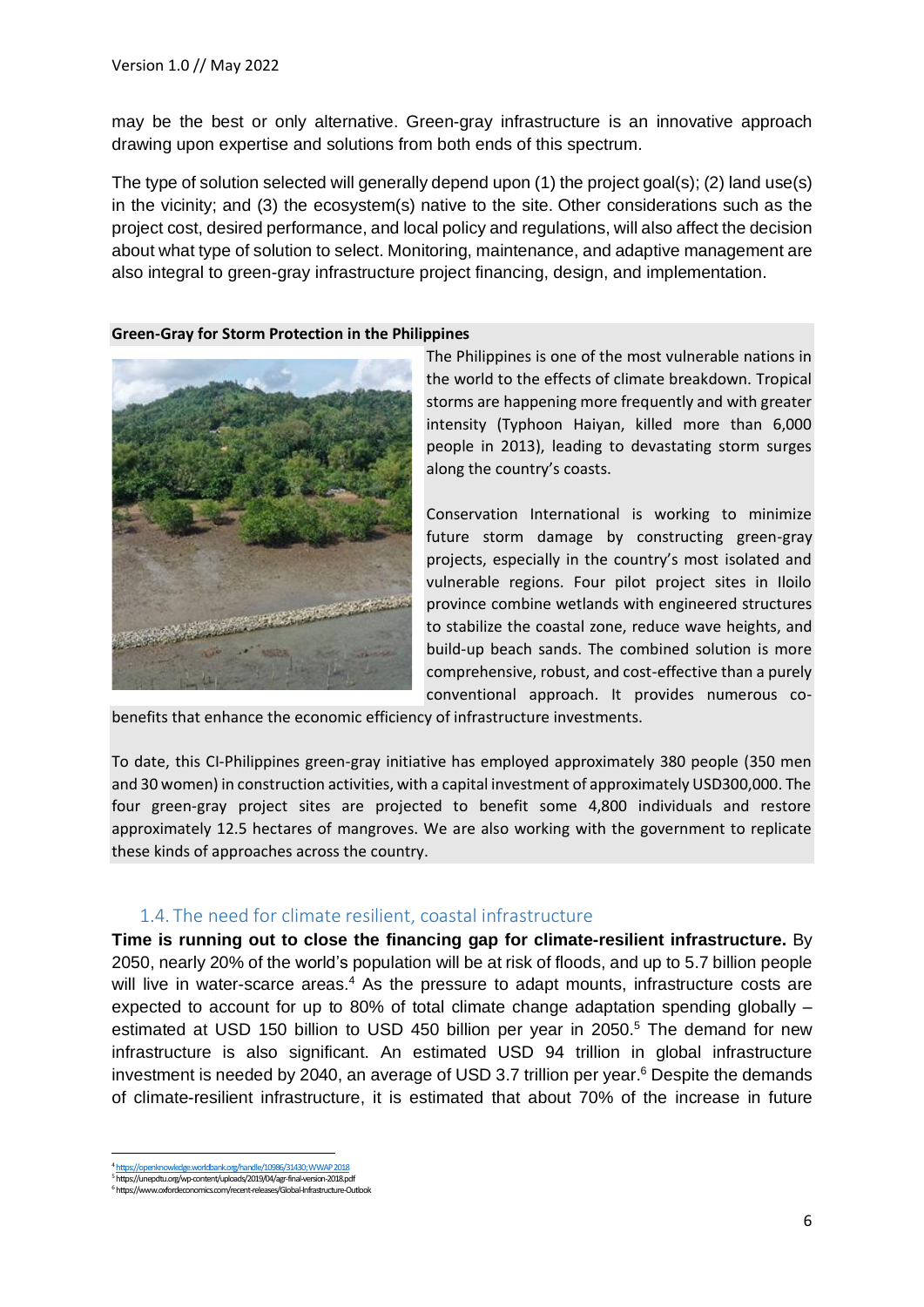may be the best or only alternative. Green-gray infrastructure is an innovative approach drawing upon expertise and solutions from both ends of this spectrum.

The type of solution selected will generally depend upon (1) the project goal(s); (2) land use(s) in the vicinity; and (3) the ecosystem(s) native to the site. Other considerations such as the project cost, desired performance, and local policy and regulations, will also affect the decision about what type of solution to select. Monitoring, maintenance, and adaptive management are also integral to green-gray infrastructure project financing, design, and implementation.

**Green-Gray for Storm Protection in the Philippines**

The Philippines is one of the most vulnerable nations in the world to the effects of climate breakdown. Tropical storms are happening more frequently and with greater intensity (Typhoon Haiyan, killed more than 6,000 people in 2013), leading to devastating storm surges along the country's coasts.

Conservation International is working to minimize future storm damage by constructing green-gray projects, especially in the country's most isolated and vulnerable regions. Four pilot project sites in Iloilo province combine wetlands with engineered structures to stabilize the coastal zone, reduce wave heights, and build-up beach sands. The combined solution is more comprehensive, robust, and cost-effective than a purely conventional approach. It provides numerous co-benefits that enhance the economic efficiency of infrastructure investments.

To date, this CI-Philippines green-gray initiative has employed approximately 380 people (350 men and 30 women) in construction activities, with a capital investment of approximately USD300,000. The four green-gray project sites are projected to benefit some 4,800 individuals and restore approximately 12.5 hectares of mangroves. We are also working with the government to replicate these kinds of approaches across the country.

## 1.4. The need for climate resilient, coastal infrastructure

**Time is running out to close the financing gap for climate-resilient infrastructure.** By 2050, nearly 20% of the world's population will be at risk of floods, and up to 5.7 billion people will live in water-scarce areas.[4] As the pressure to adapt mounts, infrastructure costs are expected to account for up to 80% of total climate change adaptation spending globally – estimated at USD 150 billion to USD 450 billion per year in 2050.[5] The demand for new infrastructure is also significant. An estimated USD 94 trillion in global infrastructure investment is needed by 2040, an average of USD 3.7 trillion per year.[6] Despite the demands of climate-resilient infrastructure, it is estimated that about 70% of the increase in future

[4] https://openknowledge.worldbank.org/handle/10986/31430; WWAP 2018
[5] https://unepdtu.org/wp-content/uploads/2019/04/agr-final-version-2018.pdf
[6] https://www.oxfordeconomics.com/recent-releases/Global-Infrastructure-Outlook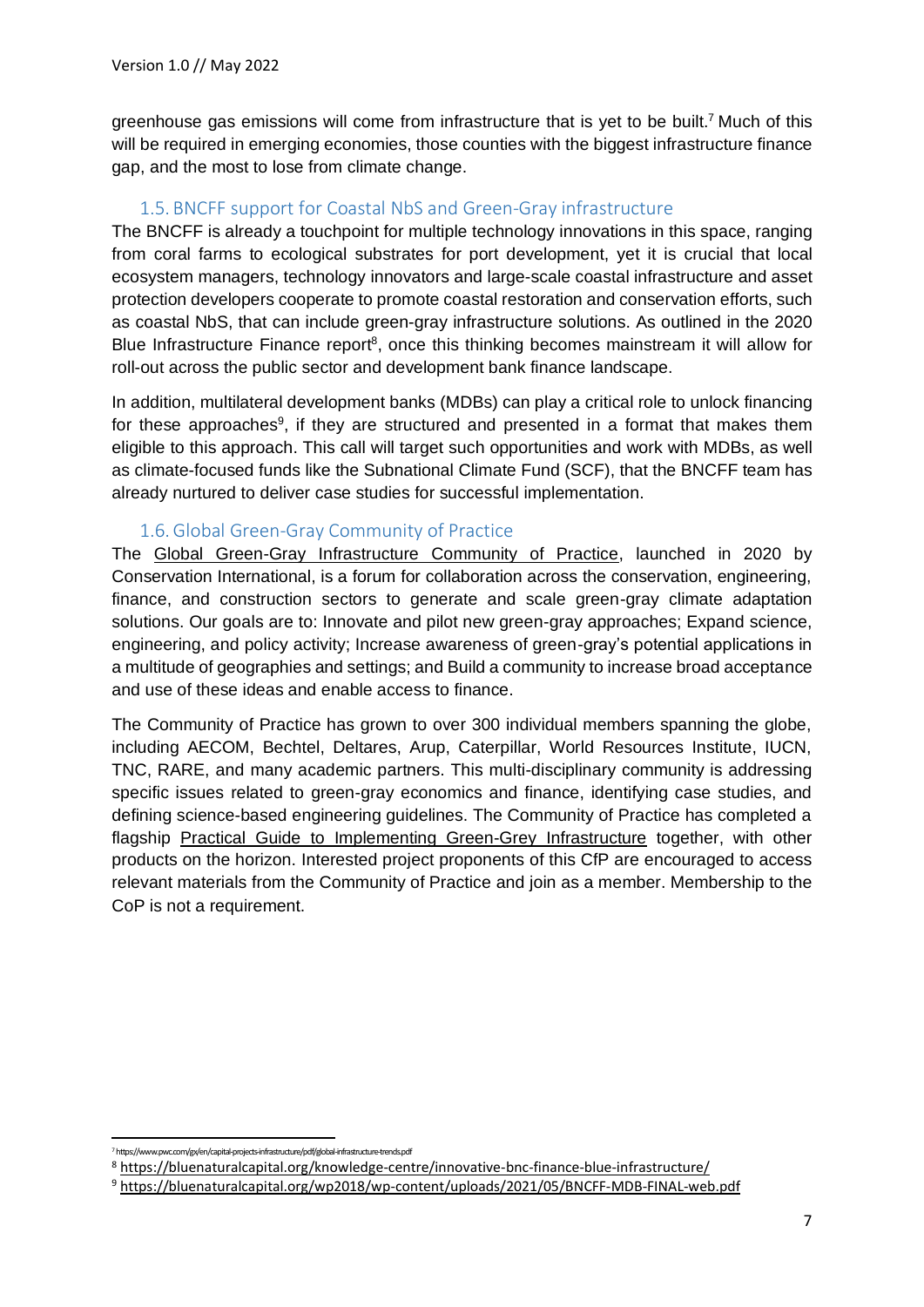greenhouse gas emissions will come from infrastructure that is yet to be built.[7] Much of this will be required in emerging economies, those counties with the biggest infrastructure finance gap, and the most to lose from climate change.

### 1.5. BNCFF support for Coastal NbS and Green-Gray infrastructure

The BNCFF is already a touchpoint for multiple technology innovations in this space, ranging from coral farms to ecological substrates for port development, yet it is crucial that local ecosystem managers, technology innovators and large-scale coastal infrastructure and asset protection developers cooperate to promote coastal restoration and conservation efforts, such as coastal NbS, that can include green-gray infrastructure solutions. As outlined in the 2020 Blue Infrastructure Finance report[8], once this thinking becomes mainstream it will allow for roll-out across the public sector and development bank finance landscape.

In addition, multilateral development banks (MDBs) can play a critical role to unlock financing for these approaches[9], if they are structured and presented in a format that makes them eligible to this approach. This call will target such opportunities and work with MDBs, as well as climate-focused funds like the Subnational Climate Fund (SCF), that the BNCFF team has already nurtured to deliver case studies for successful implementation.

### 1.6. Global Green-Gray Community of Practice

The Global Green-Gray Infrastructure Community of Practice, launched in 2020 by Conservation International, is a forum for collaboration across the conservation, engineering, finance, and construction sectors to generate and scale green-gray climate adaptation solutions. Our goals are to: Innovate and pilot new green-gray approaches; Expand science, engineering, and policy activity; Increase awareness of green-gray's potential applications in a multitude of geographies and settings; and Build a community to increase broad acceptance and use of these ideas and enable access to finance.

The Community of Practice has grown to over 300 individual members spanning the globe, including AECOM, Bechtel, Deltares, Arup, Caterpillar, World Resources Institute, IUCN, TNC, RARE, and many academic partners. This multi-disciplinary community is addressing specific issues related to green-gray economics and finance, identifying case studies, and defining science-based engineering guidelines. The Community of Practice has completed a flagship Practical Guide to Implementing Green-Grey Infrastructure together, with other products on the horizon. Interested project proponents of this CfP are encouraged to access relevant materials from the Community of Practice and join as a member. Membership to the CoP is not a requirement.

---

[7] https://www.pwc.com/gx/en/capital-projects-infrastructure/pdf/global-infrastructure-trends.pdf

[8] https://bluenaturalcapital.org/knowledge-centre/innovative-bnc-finance-blue-infrastructure/

[9] https://bluenaturalcapital.org/wp2018/wp-content/uploads/2021/05/BNCFF-MDB-FINAL-web.pdf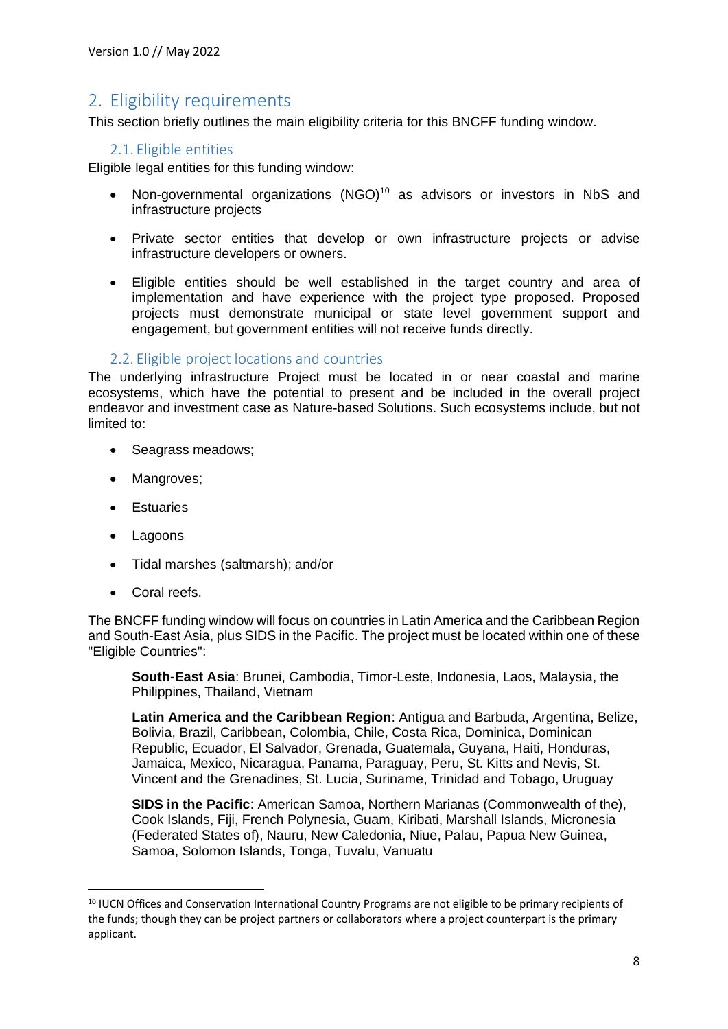## 2. Eligibility requirements

This section briefly outlines the main eligibility criteria for this BNCFF funding window.

### 2.1. Eligible entities

Eligible legal entities for this funding window:

- Non-governmental organizations (NGO)[10] as advisors or investors in NbS and infrastructure projects
- Private sector entities that develop or own infrastructure projects or advise infrastructure developers or owners.
- Eligible entities should be well established in the target country and area of implementation and have experience with the project type proposed. Proposed projects must demonstrate municipal or state level government support and engagement, but government entities will not receive funds directly.

### 2.2. Eligible project locations and countries

The underlying infrastructure Project must be located in or near coastal and marine ecosystems, which have the potential to present and be included in the overall project endeavor and investment case as Nature-based Solutions. Such ecosystems include, but not limited to:

- Seagrass meadows;
- Mangroves;
- Estuaries
- Lagoons
- Tidal marshes (saltmarsh); and/or
- Coral reefs.

The BNCFF funding window will focus on countries in Latin America and the Caribbean Region and South-East Asia, plus SIDS in the Pacific. The project must be located within one of these "Eligible Countries":

**South-East Asia**: Brunei, Cambodia, Timor-Leste, Indonesia, Laos, Malaysia, the Philippines, Thailand, Vietnam

**Latin America and the Caribbean Region**: Antigua and Barbuda, Argentina, Belize, Bolivia, Brazil, Caribbean, Colombia, Chile, Costa Rica, Dominica, Dominican Republic, Ecuador, El Salvador, Grenada, Guatemala, Guyana, Haiti, Honduras, Jamaica, Mexico, Nicaragua, Panama, Paraguay, Peru, St. Kitts and Nevis, St. Vincent and the Grenadines, St. Lucia, Suriname, Trinidad and Tobago, Uruguay

**SIDS in the Pacific**: American Samoa, Northern Marianas (Commonwealth of the), Cook Islands, Fiji, French Polynesia, Guam, Kiribati, Marshall Islands, Micronesia (Federated States of), Nauru, New Caledonia, Niue, Palau, Papua New Guinea, Samoa, Solomon Islands, Tonga, Tuvalu, Vanuatu

---

[10] IUCN Offices and Conservation International Country Programs are not eligible to be primary recipients of the funds; though they can be project partners or collaborators where a project counterpart is the primary applicant.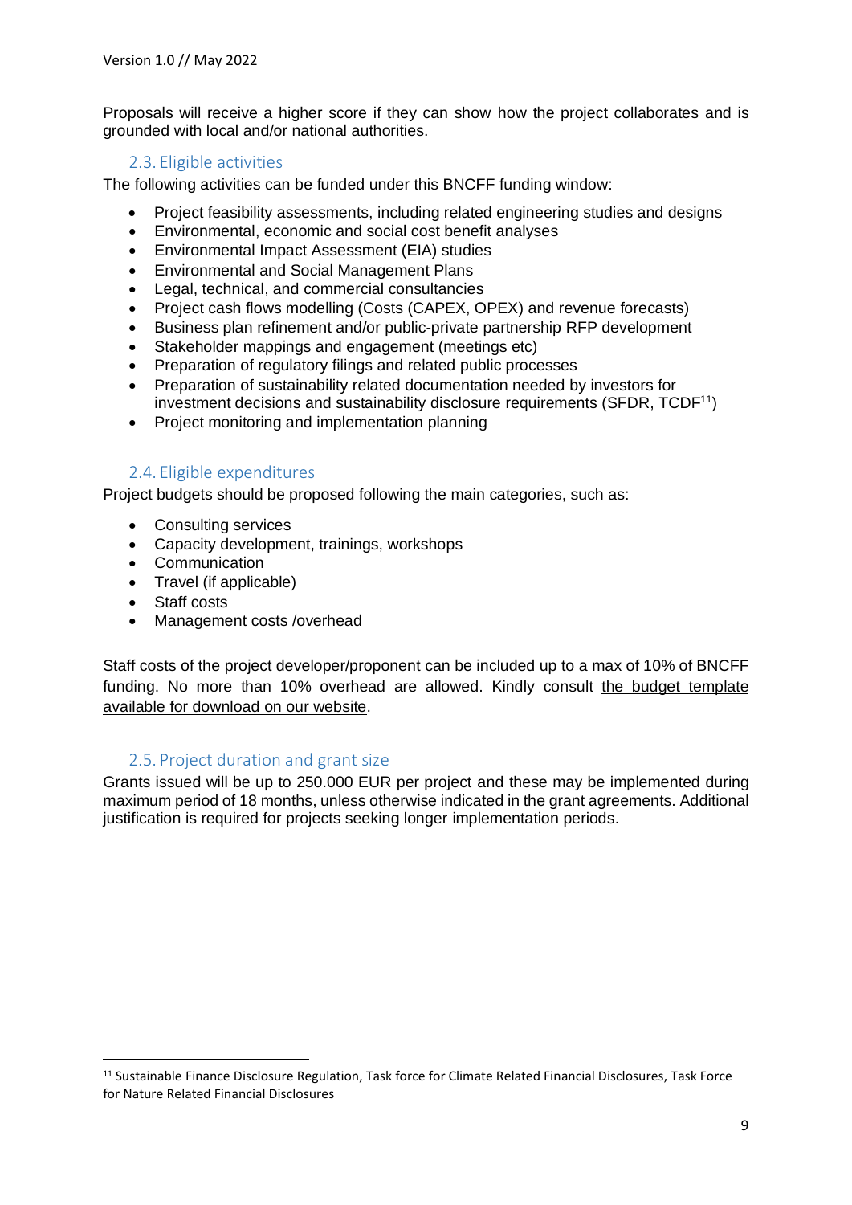Proposals will receive a higher score if they can show how the project collaborates and is grounded with local and/or national authorities.

## 2.3. Eligible activities

The following activities can be funded under this BNCFF funding window:

- Project feasibility assessments, including related engineering studies and designs
- Environmental, economic and social cost benefit analyses
- Environmental Impact Assessment (EIA) studies
- Environmental and Social Management Plans
- Legal, technical, and commercial consultancies
- Project cash flows modelling (Costs (CAPEX, OPEX) and revenue forecasts)
- Business plan refinement and/or public-private partnership RFP development
- Stakeholder mappings and engagement (meetings etc)
- Preparation of regulatory filings and related public processes
- Preparation of sustainability related documentation needed by investors for investment decisions and sustainability disclosure requirements (SFDR, TCDF[11])
- Project monitoring and implementation planning

## 2.4. Eligible expenditures

Project budgets should be proposed following the main categories, such as:

- Consulting services
- Capacity development, trainings, workshops
- Communication
- Travel (if applicable)
- Staff costs
- Management costs /overhead

Staff costs of the project developer/proponent can be included up to a max of 10% of BNCFF funding. No more than 10% overhead are allowed. Kindly consult the budget template available for download on our website.

## 2.5. Project duration and grant size

Grants issued will be up to 250.000 EUR per project and these may be implemented during maximum period of 18 months, unless otherwise indicated in the grant agreements. Additional justification is required for projects seeking longer implementation periods.

[11] Sustainable Finance Disclosure Regulation, Task force for Climate Related Financial Disclosures, Task Force for Nature Related Financial Disclosures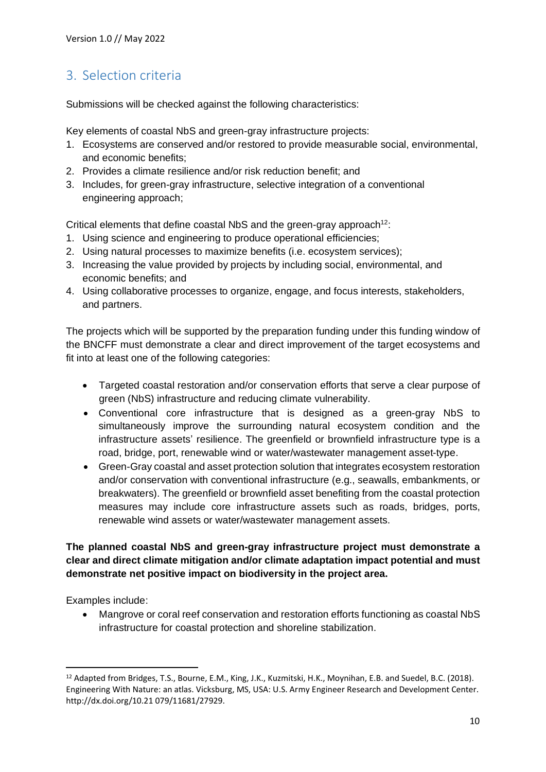## 3. Selection criteria

Submissions will be checked against the following characteristics:

Key elements of coastal NbS and green-gray infrastructure projects:

1. Ecosystems are conserved and/or restored to provide measurable social, environmental, and economic benefits;
2. Provides a climate resilience and/or risk reduction benefit; and
3. Includes, for green-gray infrastructure, selective integration of a conventional engineering approach;

Critical elements that define coastal NbS and the green-gray approach[12]:

1. Using science and engineering to produce operational efficiencies;
2. Using natural processes to maximize benefits (i.e. ecosystem services);
3. Increasing the value provided by projects by including social, environmental, and economic benefits; and
4. Using collaborative processes to organize, engage, and focus interests, stakeholders, and partners.

The projects which will be supported by the preparation funding under this funding window of the BNCFF must demonstrate a clear and direct improvement of the target ecosystems and fit into at least one of the following categories:

- Targeted coastal restoration and/or conservation efforts that serve a clear purpose of green (NbS) infrastructure and reducing climate vulnerability.
- Conventional core infrastructure that is designed as a green-gray NbS to simultaneously improve the surrounding natural ecosystem condition and the infrastructure assets' resilience. The greenfield or brownfield infrastructure type is a road, bridge, port, renewable wind or water/wastewater management asset-type.
- Green-Gray coastal and asset protection solution that integrates ecosystem restoration and/or conservation with conventional infrastructure (e.g., seawalls, embankments, or breakwaters). The greenfield or brownfield asset benefiting from the coastal protection measures may include core infrastructure assets such as roads, bridges, ports, renewable wind assets or water/wastewater management assets.

**The planned coastal NbS and green-gray infrastructure project must demonstrate a clear and direct climate mitigation and/or climate adaptation impact potential and must demonstrate net positive impact on biodiversity in the project area.**

Examples include:

- Mangrove or coral reef conservation and restoration efforts functioning as coastal NbS infrastructure for coastal protection and shoreline stabilization.

---

[12] Adapted from Bridges, T.S., Bourne, E.M., King, J.K., Kuzmitski, H.K., Moynihan, E.B. and Suedel, B.C. (2018). Engineering With Nature: an atlas. Vicksburg, MS, USA: U.S. Army Engineer Research and Development Center. http://dx.doi.org/10.21 079/11681/27929.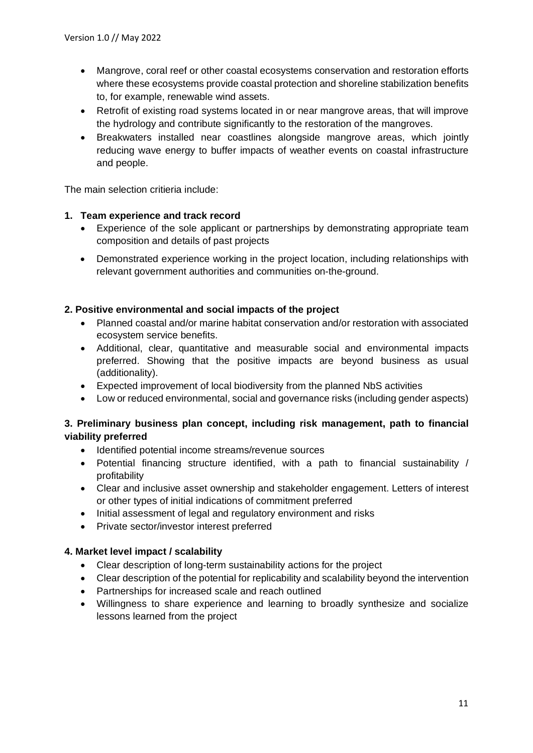- Mangrove, coral reef or other coastal ecosystems conservation and restoration efforts where these ecosystems provide coastal protection and shoreline stabilization benefits to, for example, renewable wind assets.
- Retrofit of existing road systems located in or near mangrove areas, that will improve the hydrology and contribute significantly to the restoration of the mangroves.
- Breakwaters installed near coastlines alongside mangrove areas, which jointly reducing wave energy to buffer impacts of weather events on coastal infrastructure and people.

The main selection critieria include:

**1. Team experience and track record**

- Experience of the sole applicant or partnerships by demonstrating appropriate team composition and details of past projects
- Demonstrated experience working in the project location, including relationships with relevant government authorities and communities on-the-ground.

**2. Positive environmental and social impacts of the project**

- Planned coastal and/or marine habitat conservation and/or restoration with associated ecosystem service benefits.
- Additional, clear, quantitative and measurable social and environmental impacts preferred. Showing that the positive impacts are beyond business as usual (additionality).
- Expected improvement of local biodiversity from the planned NbS activities
- Low or reduced environmental, social and governance risks (including gender aspects)

**3. Preliminary business plan concept, including risk management, path to financial viability preferred**

- Identified potential income streams/revenue sources
- Potential financing structure identified, with a path to financial sustainability / profitability
- Clear and inclusive asset ownership and stakeholder engagement. Letters of interest or other types of initial indications of commitment preferred
- Initial assessment of legal and regulatory environment and risks
- Private sector/investor interest preferred

**4. Market level impact / scalability**

- Clear description of long-term sustainability actions for the project
- Clear description of the potential for replicability and scalability beyond the intervention
- Partnerships for increased scale and reach outlined
- Willingness to share experience and learning to broadly synthesize and socialize lessons learned from the project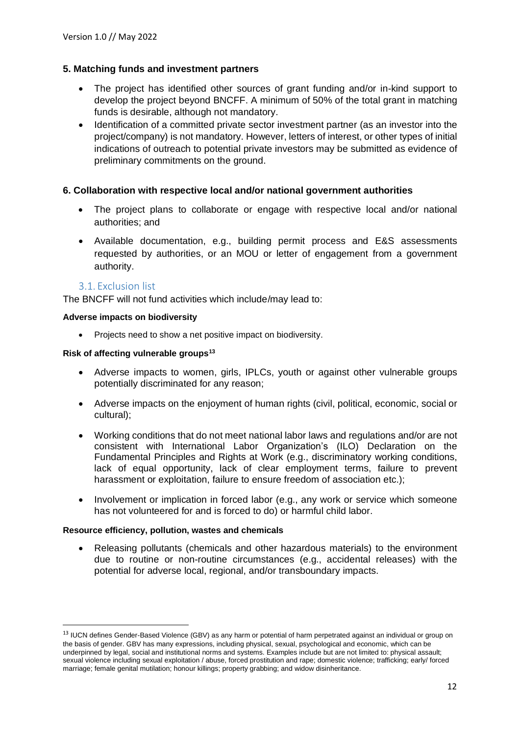**5. Matching funds and investment partners**

- The project has identified other sources of grant funding and/or in-kind support to develop the project beyond BNCFF. A minimum of 50% of the total grant in matching funds is desirable, although not mandatory.
- Identification of a committed private sector investment partner (as an investor into the project/company) is not mandatory. However, letters of interest, or other types of initial indications of outreach to potential private investors may be submitted as evidence of preliminary commitments on the ground.

**6. Collaboration with respective local and/or national government authorities**

- The project plans to collaborate or engage with respective local and/or national authorities; and
- Available documentation, e.g., building permit process and E&S assessments requested by authorities, or an MOU or letter of engagement from a government authority.

## 3.1. Exclusion list

The BNCFF will not fund activities which include/may lead to:

**Adverse impacts on biodiversity**

- Projects need to show a net positive impact on biodiversity.

**Risk of affecting vulnerable groups[13]**

- Adverse impacts to women, girls, IPLCs, youth or against other vulnerable groups potentially discriminated for any reason;
- Adverse impacts on the enjoyment of human rights (civil, political, economic, social or cultural);
- Working conditions that do not meet national labor laws and regulations and/or are not consistent with International Labor Organization's (ILO) Declaration on the Fundamental Principles and Rights at Work (e.g., discriminatory working conditions, lack of equal opportunity, lack of clear employment terms, failure to prevent harassment or exploitation, failure to ensure freedom of association etc.);
- Involvement or implication in forced labor (e.g., any work or service which someone has not volunteered for and is forced to do) or harmful child labor.

**Resource efficiency, pollution, wastes and chemicals**

- Releasing pollutants (chemicals and other hazardous materials) to the environment due to routine or non-routine circumstances (e.g., accidental releases) with the potential for adverse local, regional, and/or transboundary impacts.

---

[13] IUCN defines Gender-Based Violence (GBV) as any harm or potential of harm perpetrated against an individual or group on the basis of gender. GBV has many expressions, including physical, sexual, psychological and economic, which can be underpinned by legal, social and institutional norms and systems. Examples include but are not limited to: physical assault; sexual violence including sexual exploitation / abuse, forced prostitution and rape; domestic violence; trafficking; early/ forced marriage; female genital mutilation; honour killings; property grabbing; and widow disinheritance.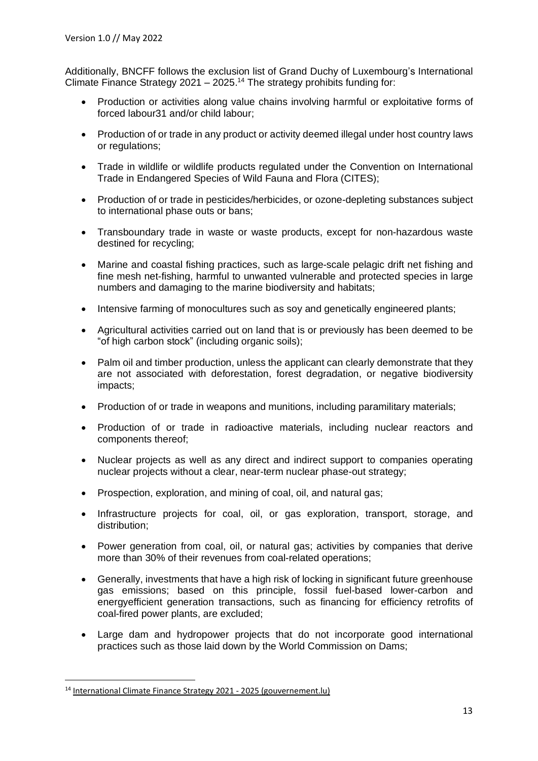Additionally, BNCFF follows the exclusion list of Grand Duchy of Luxembourg's International Climate Finance Strategy 2021 – 2025.[14] The strategy prohibits funding for:

- Production or activities along value chains involving harmful or exploitative forms of forced labour31 and/or child labour;
- Production of or trade in any product or activity deemed illegal under host country laws or regulations;
- Trade in wildlife or wildlife products regulated under the Convention on International Trade in Endangered Species of Wild Fauna and Flora (CITES);
- Production of or trade in pesticides/herbicides, or ozone-depleting substances subject to international phase outs or bans;
- Transboundary trade in waste or waste products, except for non-hazardous waste destined for recycling;
- Marine and coastal fishing practices, such as large-scale pelagic drift net fishing and fine mesh net-fishing, harmful to unwanted vulnerable and protected species in large numbers and damaging to the marine biodiversity and habitats;
- Intensive farming of monocultures such as soy and genetically engineered plants;
- Agricultural activities carried out on land that is or previously has been deemed to be "of high carbon stock" (including organic soils);
- Palm oil and timber production, unless the applicant can clearly demonstrate that they are not associated with deforestation, forest degradation, or negative biodiversity impacts;
- Production of or trade in weapons and munitions, including paramilitary materials;
- Production of or trade in radioactive materials, including nuclear reactors and components thereof;
- Nuclear projects as well as any direct and indirect support to companies operating nuclear projects without a clear, near-term nuclear phase-out strategy;
- Prospection, exploration, and mining of coal, oil, and natural gas;
- Infrastructure projects for coal, oil, or gas exploration, transport, storage, and distribution;
- Power generation from coal, oil, or natural gas; activities by companies that derive more than 30% of their revenues from coal-related operations;
- Generally, investments that have a high risk of locking in significant future greenhouse gas emissions; based on this principle, fossil fuel-based lower-carbon and energyefficient generation transactions, such as financing for efficiency retrofits of coal-fired power plants, are excluded;
- Large dam and hydropower projects that do not incorporate good international practices such as those laid down by the World Commission on Dams;

[14] International Climate Finance Strategy 2021 - 2025 (gouvernement.lu)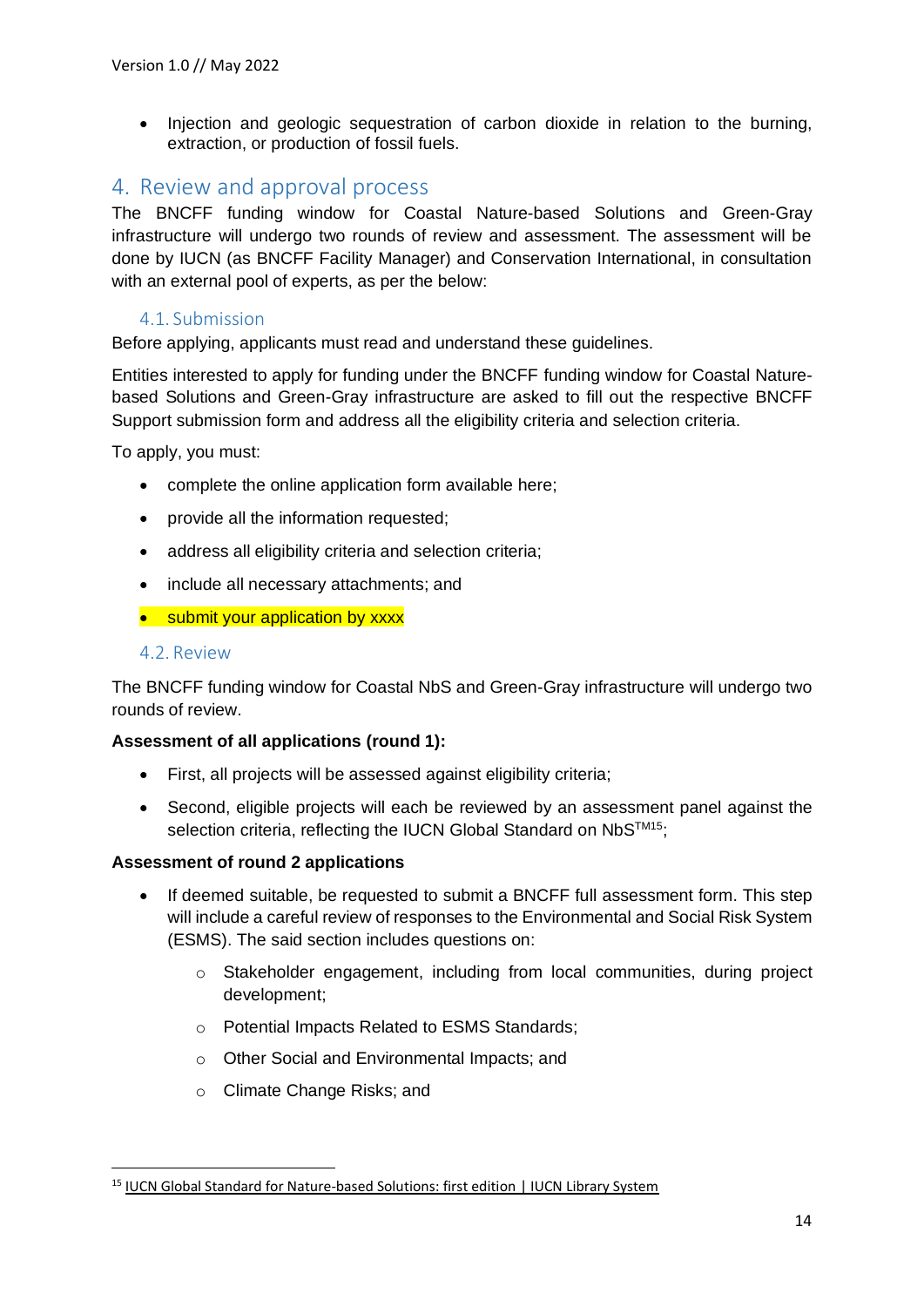- Injection and geologic sequestration of carbon dioxide in relation to the burning, extraction, or production of fossil fuels.

## 4. Review and approval process

The BNCFF funding window for Coastal Nature-based Solutions and Green-Gray infrastructure will undergo two rounds of review and assessment. The assessment will be done by IUCN (as BNCFF Facility Manager) and Conservation International, in consultation with an external pool of experts, as per the below:

### 4.1. Submission

Before applying, applicants must read and understand these guidelines.

Entities interested to apply for funding under the BNCFF funding window for Coastal Nature-based Solutions and Green-Gray infrastructure are asked to fill out the respective BNCFF Support submission form and address all the eligibility criteria and selection criteria.

To apply, you must:

- complete the online application form available here;
- provide all the information requested;
- address all eligibility criteria and selection criteria;
- include all necessary attachments; and
- submit your application by xxxx

### 4.2. Review

The BNCFF funding window for Coastal NbS and Green-Gray infrastructure will undergo two rounds of review.

**Assessment of all applications (round 1):**

- First, all projects will be assessed against eligibility criteria;
- Second, eligible projects will each be reviewed by an assessment panel against the selection criteria, reflecting the IUCN Global Standard on NbS™[15];

**Assessment of round 2 applications**

- If deemed suitable, be requested to submit a BNCFF full assessment form. This step will include a careful review of responses to the Environmental and Social Risk System (ESMS). The said section includes questions on:
    - Stakeholder engagement, including from local communities, during project development;
    - Potential Impacts Related to ESMS Standards;
    - Other Social and Environmental Impacts; and
    - Climate Change Risks; and

[15] IUCN Global Standard for Nature-based Solutions: first edition | IUCN Library System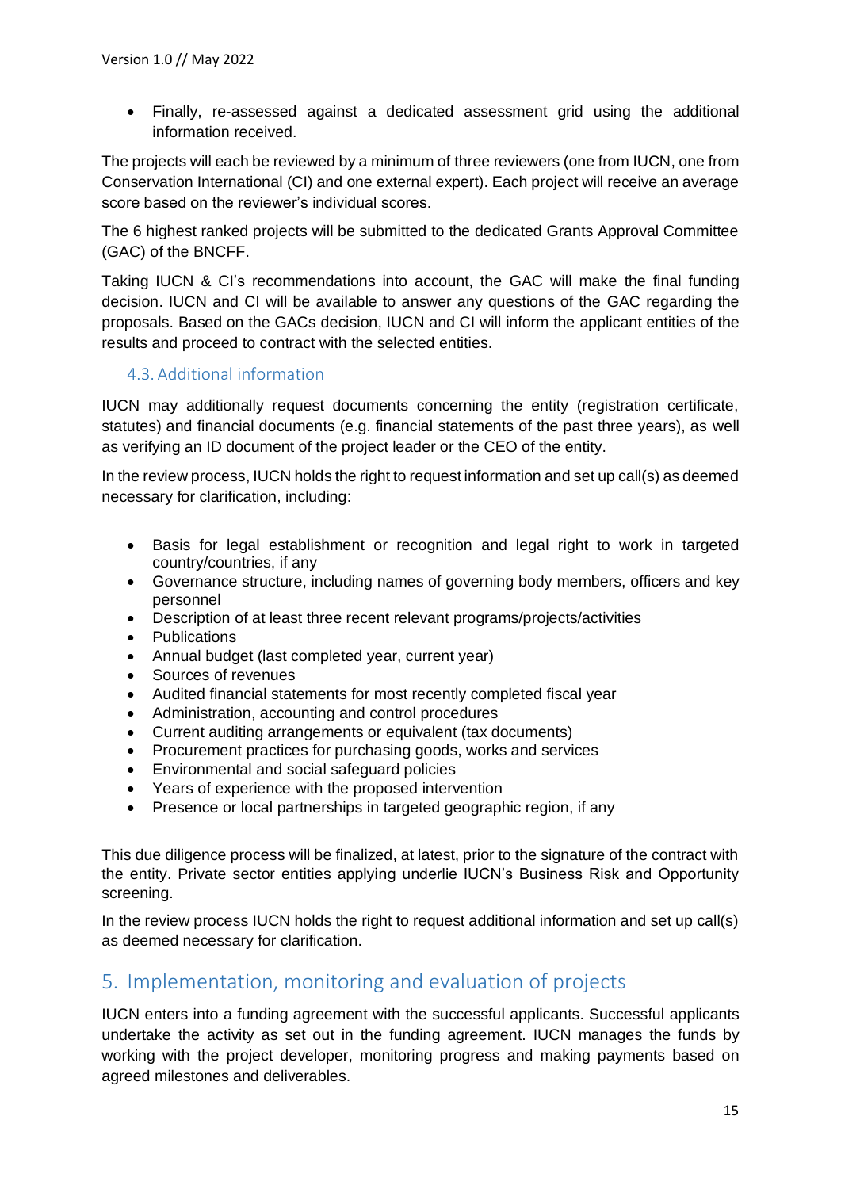- Finally, re-assessed against a dedicated assessment grid using the additional information received.

The projects will each be reviewed by a minimum of three reviewers (one from IUCN, one from Conservation International (CI) and one external expert). Each project will receive an average score based on the reviewer's individual scores.

The 6 highest ranked projects will be submitted to the dedicated Grants Approval Committee (GAC) of the BNCFF.

Taking IUCN & CI's recommendations into account, the GAC will make the final funding decision. IUCN and CI will be available to answer any questions of the GAC regarding the proposals. Based on the GACs decision, IUCN and CI will inform the applicant entities of the results and proceed to contract with the selected entities.

### 4.3. Additional information

IUCN may additionally request documents concerning the entity (registration certificate, statutes) and financial documents (e.g. financial statements of the past three years), as well as verifying an ID document of the project leader or the CEO of the entity.

In the review process, IUCN holds the right to request information and set up call(s) as deemed necessary for clarification, including:

- Basis for legal establishment or recognition and legal right to work in targeted country/countries, if any
- Governance structure, including names of governing body members, officers and key personnel
- Description of at least three recent relevant programs/projects/activities
- Publications
- Annual budget (last completed year, current year)
- Sources of revenues
- Audited financial statements for most recently completed fiscal year
- Administration, accounting and control procedures
- Current auditing arrangements or equivalent (tax documents)
- Procurement practices for purchasing goods, works and services
- Environmental and social safeguard policies
- Years of experience with the proposed intervention
- Presence or local partnerships in targeted geographic region, if any

This due diligence process will be finalized, at latest, prior to the signature of the contract with the entity. Private sector entities applying underlie IUCN's Business Risk and Opportunity screening.

In the review process IUCN holds the right to request additional information and set up call(s) as deemed necessary for clarification.

## 5. Implementation, monitoring and evaluation of projects

IUCN enters into a funding agreement with the successful applicants. Successful applicants undertake the activity as set out in the funding agreement. IUCN manages the funds by working with the project developer, monitoring progress and making payments based on agreed milestones and deliverables.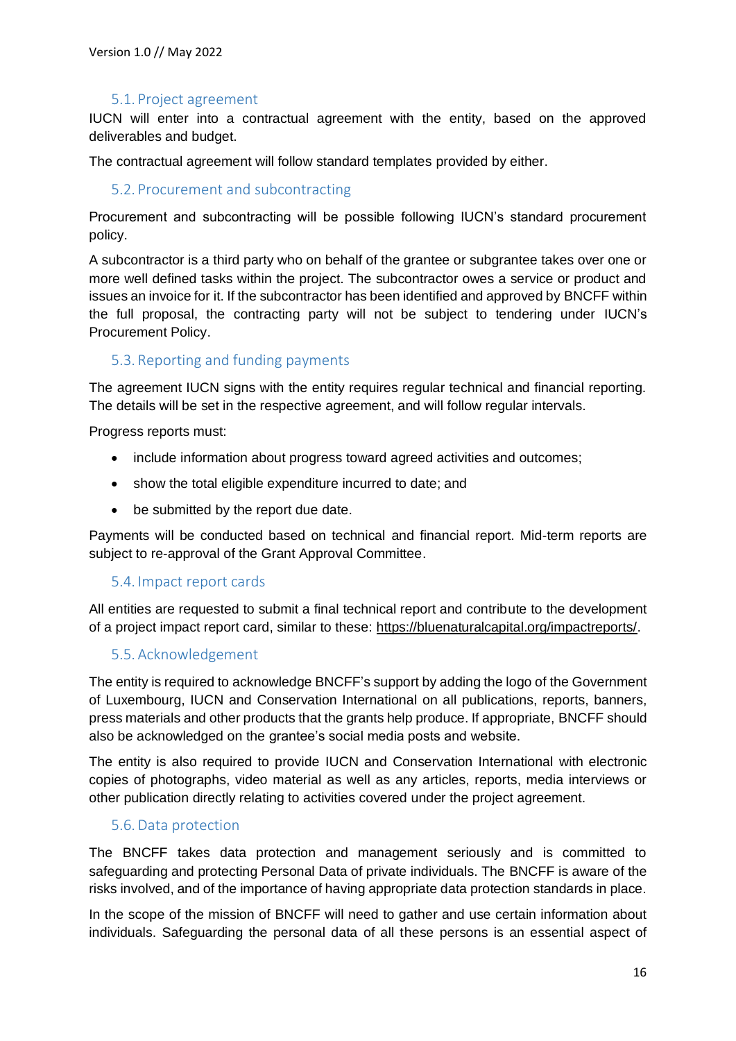## 5.1. Project agreement

IUCN will enter into a contractual agreement with the entity, based on the approved deliverables and budget.

The contractual agreement will follow standard templates provided by either.

## 5.2. Procurement and subcontracting

Procurement and subcontracting will be possible following IUCN's standard procurement policy.

A subcontractor is a third party who on behalf of the grantee or subgrantee takes over one or more well defined tasks within the project. The subcontractor owes a service or product and issues an invoice for it. If the subcontractor has been identified and approved by BNCFF within the full proposal, the contracting party will not be subject to tendering under IUCN's Procurement Policy.

## 5.3. Reporting and funding payments

The agreement IUCN signs with the entity requires regular technical and financial reporting. The details will be set in the respective agreement, and will follow regular intervals.

Progress reports must:

- include information about progress toward agreed activities and outcomes;
- show the total eligible expenditure incurred to date; and
- be submitted by the report due date.

Payments will be conducted based on technical and financial report. Mid-term reports are subject to re-approval of the Grant Approval Committee.

## 5.4. Impact report cards

All entities are requested to submit a final technical report and contribute to the development of a project impact report card, similar to these: https://bluenaturalcapital.org/impactreports/.

## 5.5. Acknowledgement

The entity is required to acknowledge BNCFF's support by adding the logo of the Government of Luxembourg, IUCN and Conservation International on all publications, reports, banners, press materials and other products that the grants help produce. If appropriate, BNCFF should also be acknowledged on the grantee's social media posts and website.

The entity is also required to provide IUCN and Conservation International with electronic copies of photographs, video material as well as any articles, reports, media interviews or other publication directly relating to activities covered under the project agreement.

## 5.6. Data protection

The BNCFF takes data protection and management seriously and is committed to safeguarding and protecting Personal Data of private individuals. The BNCFF is aware of the risks involved, and of the importance of having appropriate data protection standards in place.

In the scope of the mission of BNCFF will need to gather and use certain information about individuals. Safeguarding the personal data of all these persons is an essential aspect of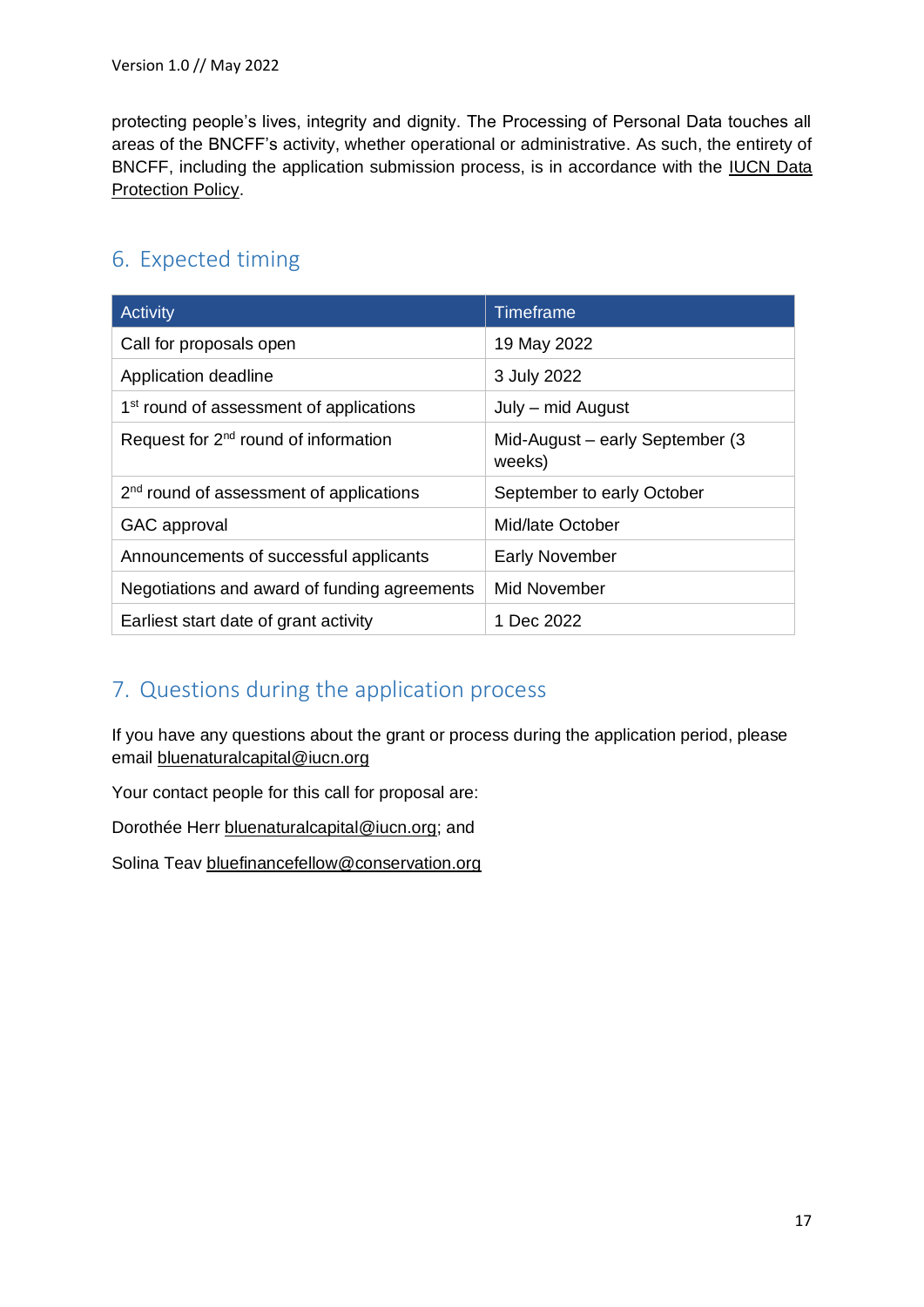protecting people's lives, integrity and dignity. The Processing of Personal Data touches all areas of the BNCFF's activity, whether operational or administrative. As such, the entirety of BNCFF, including the application submission process, is in accordance with the IUCN Data Protection Policy.

## 6. Expected timing

| Activity | Timeframe |
|---|---|
| Call for proposals open | 19 May 2022 |
| Application deadline | 3 July 2022 |
| 1st round of assessment of applications | July – mid August |
| Request for 2nd round of information | Mid-August – early September (3 weeks) |
| 2nd round of assessment of applications | September to early October |
| GAC approval | Mid/late October |
| Announcements of successful applicants | Early November |
| Negotiations and award of funding agreements | Mid November |
| Earliest start date of grant activity | 1 Dec 2022 |

## 7. Questions during the application process

If you have any questions about the grant or process during the application period, please email bluenaturalcapital@iucn.org

Your contact people for this call for proposal are:

Dorothée Herr bluenaturalcapital@iucn.org; and

Solina Teav bluefinancefellow@conservation.org